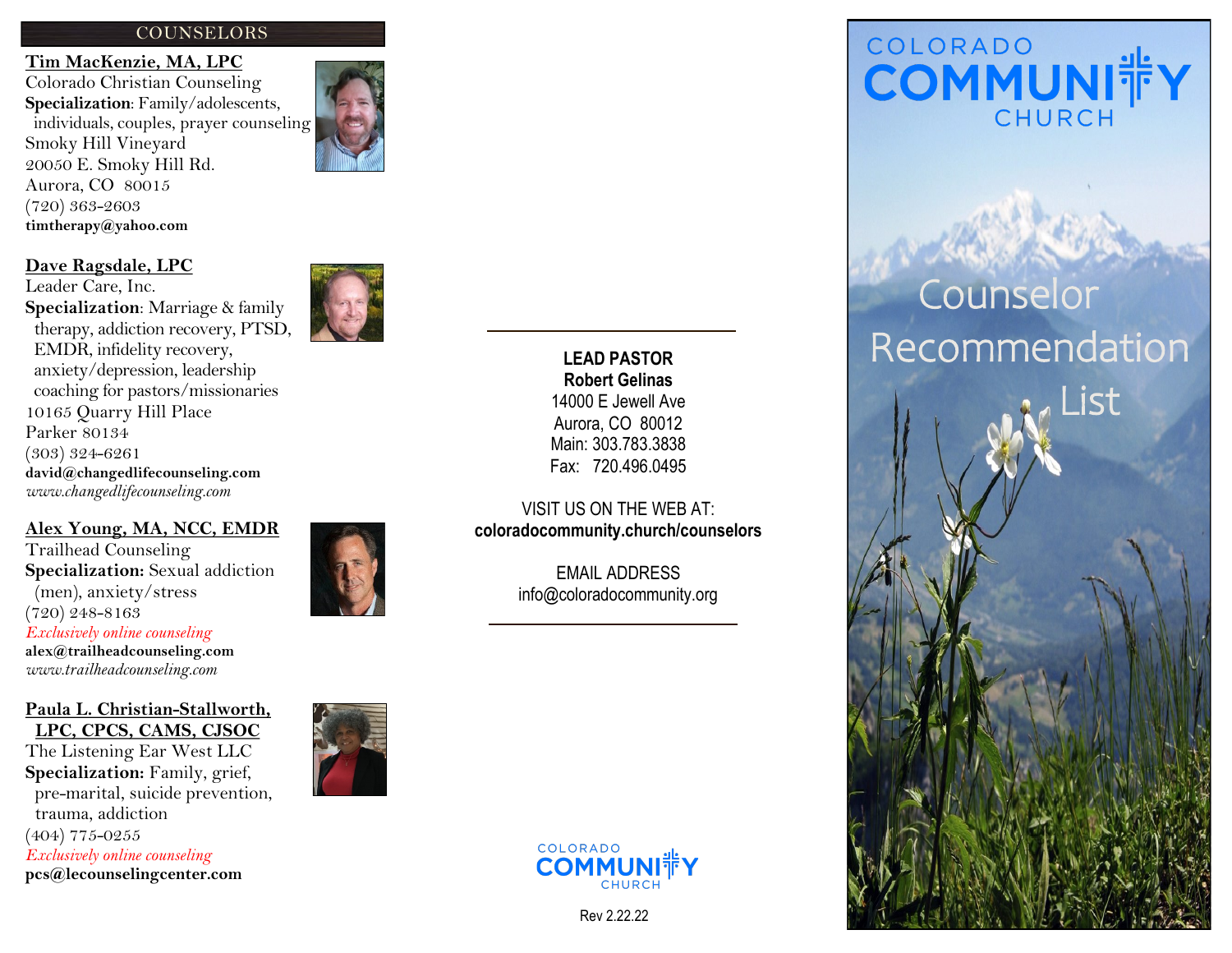## COUNSELORS

**Tim MacKenzie, MA, LPC**
Colorado Christian Counseling
**Specialization**: Family/adolescents, individuals, couples, prayer counseling
Smoky Hill Vineyard
20050 E. Smoky Hill Rd.
Aurora, CO 80015
(720) 363-2603
**timtherapy@yahoo.com**

**Dave Ragsdale, LPC**
Leader Care, Inc.
**Specialization**: Marriage & family therapy, addiction recovery, PTSD, EMDR, infidelity recovery, anxiety/depression, leadership coaching for pastors/missionaries
10165 Quarry Hill Place
Parker 80134
(303) 324-6261
**david@changedlifecounseling.com**
*www.changedlifecounseling.com*

**Alex Young, MA, NCC, EMDR**
Trailhead Counseling
**Specialization:** Sexual addiction (men), anxiety/stress
(720) 248-8163
*Exclusively online counseling*
**alex@trailheadcounseling.com**
*www.trailheadcounseling.com*

**Paula L. Christian-Stallworth, LPC, CPCS, CAMS, CJSOC**
The Listening Ear West LLC
**Specialization:** Family, grief, pre-marital, suicide prevention, trauma, addiction
(404) 775-0255
*Exclusively online counseling*
**pcs@lecounselingcenter.com**

---

**LEAD PASTOR**
**Robert Gelinas**
14000 E Jewell Ave
Aurora, CO 80012
Main: 303.783.3838
Fax: 720.496.0495

VISIT US ON THE WEB AT:
**coloradocommunity.church/counselors**

EMAIL ADDRESS
info@coloradocommunity.org

---

COLORADO COMMUNITY CHURCH

Rev 2.22.22

---

# COLORADO COMMUNITY CHURCH

# Counselor Recommendation List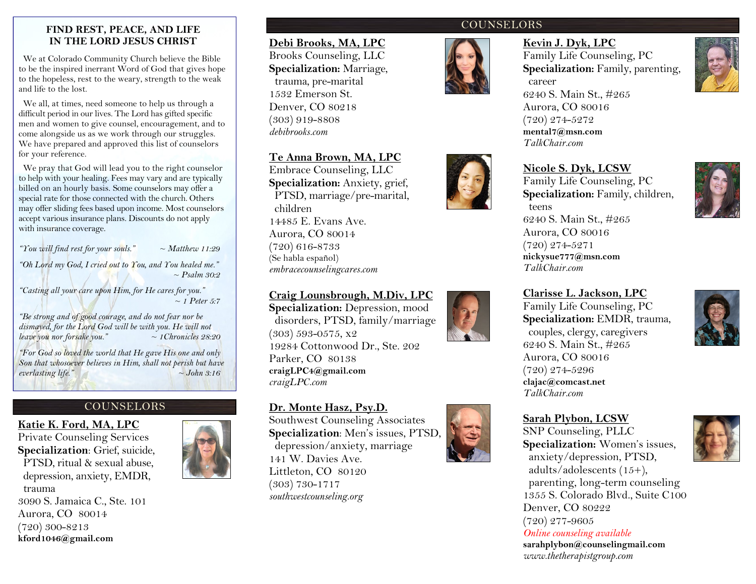### FIND REST, PEACE, AND LIFE IN THE LORD JESUS CHRIST

We at Colorado Community Church believe the Bible to be the inspired inerrant Word of God that gives hope to the hopeless, rest to the weary, strength to the weak and life to the lost.

We all, at times, need someone to help us through a difficult period in our lives. The Lord has gifted specific men and women to give counsel, encouragement, and to come alongside us as we work through our struggles. We have prepared and approved this list of counselors for your reference.

We pray that God will lead you to the right counselor to help with your healing. Fees may vary and are typically billed on an hourly basis. Some counselors may offer a special rate for those connected with the church. Others may offer sliding fees based upon income. Most counselors accept various insurance plans. Discounts do not apply with insurance coverage.

*"You will find rest for your souls."* ~ *Matthew 11:29*

*"Oh Lord my God, I cried out to You, and You healed me."* ~ *Psalm 30:2*

*"Casting all your care upon Him, for He cares for you."* ~ *1 Peter 5:7*

*"Be strong and of good courage, and do not fear nor be dismayed, for the Lord God will be with you. He will not leave you nor forsake you."* ~ *1Chronicles 28:20*

*"For God so loved the world that He gave His one and only Son that whosoever believes in Him, shall not perish but have everlasting life."* ~ *John 3:16*

## COUNSELORS

**Katie K. Ford, MA, LPC**
Private Counseling Services
**Specialization**: Grief, suicide, PTSD, ritual & sexual abuse, depression, anxiety, EMDR, trauma
3090 S. Jamaica C., Ste. 101
Aurora, CO 80014
(720) 300-8213
**kford1046@gmail.com**

**Debi Brooks, MA, LPC**
Brooks Counseling, LLC
**Specialization:** Marriage, trauma, pre-marital
1532 Emerson St.
Denver, CO 80218
(303) 919-8808
*debibrooks.com*

**Te Anna Brown, MA, LPC**
Embrace Counseling, LLC
**Specialization:** Anxiety, grief, PTSD, marriage/pre-marital, children
14485 E. Evans Ave.
Aurora, CO 80014
(720) 616-8733
(Se habla español)
*embracecounselingcares.com*

**Craig Lounsbrough, M.Div, LPC**
**Specialization:** Depression, mood disorders, PTSD, family/marriage
(303) 593-0575, x2
19284 Cottonwood Dr., Ste. 202
Parker, CO 80138
**craigLPC4@gmail.com**
*craigLPC.com*

**Dr. Monte Hasz, Psy.D.**
Southwest Counseling Associates
**Specialization**: Men's issues, PTSD, depression/anxiety, marriage
141 W. Davies Ave.
Littleton, CO 80120
(303) 730-1717
*southwestcounseling.org*

**Kevin J. Dyk, LPC**
Family Life Counseling, PC
**Specialization:** Family, parenting, career
6240 S. Main St., #265
Aurora, CO 80016
(720) 274-5272
**mental7@msn.com**
*TalkChair.com*

**Nicole S. Dyk, LCSW**
Family Life Counseling, PC
**Specialization:** Family, children, teens
6240 S. Main St., #265
Aurora, CO 80016
(720) 274-5271
**nickysue777@msn.com**
*TalkChair.com*

**Clarisse L. Jackson, LPC**
Family Life Counseling, PC
**Specialization:** EMDR, trauma, couples, clergy, caregivers
6240 S. Main St., #265
Aurora, CO 80016
(720) 274-5296
**clajac@comcast.net**
*TalkChair.com*

**Sarah Plybon, LCSW**
SNP Counseling, PLLC
**Specialization:** Women's issues, anxiety/depression, PTSD, adults/adolescents (15+), parenting, long-term counseling
1355 S. Colorado Blvd., Suite C100
Denver, CO 80222
(720) 277-9605
*Online counseling available*
**sarahplybon@counselingmail.com**
*www.thetherapistgroup.com*